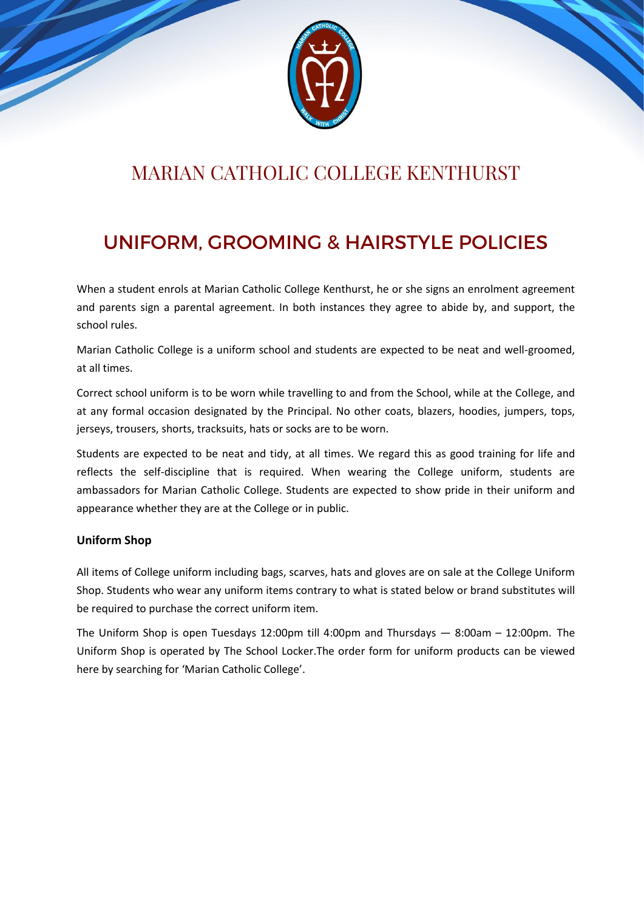# MARIAN CATHOLIC COLLEGE KENTHURST

## UNIFORM, GROOMING & HAIRSTYLE POLICIES

When a student enrols at Marian Catholic College Kenthurst, he or she signs an enrolment agreement and parents sign a parental agreement. In both instances they agree to abide by, and support, the school rules.

Marian Catholic College is a uniform school and students are expected to be neat and well-groomed, at all times.

Correct school uniform is to be worn while travelling to and from the School, while at the College, and at any formal occasion designated by the Principal. No other coats, blazers, hoodies, jumpers, tops, jerseys, trousers, shorts, tracksuits, hats or socks are to be worn.

Students are expected to be neat and tidy, at all times. We regard this as good training for life and reflects the self-discipline that is required. When wearing the College uniform, students are ambassadors for Marian Catholic College. Students are expected to show pride in their uniform and appearance whether they are at the College or in public.

### Uniform Shop

All items of College uniform including bags, scarves, hats and gloves are on sale at the College Uniform Shop. Students who wear any uniform items contrary to what is stated below or brand substitutes will be required to purchase the correct uniform item.

The Uniform Shop is open Tuesdays 12:00pm till 4:00pm and Thursdays — 8:00am – 12:00pm. The Uniform Shop is operated by The School Locker.The order form for uniform products can be viewed here by searching for 'Marian Catholic College'.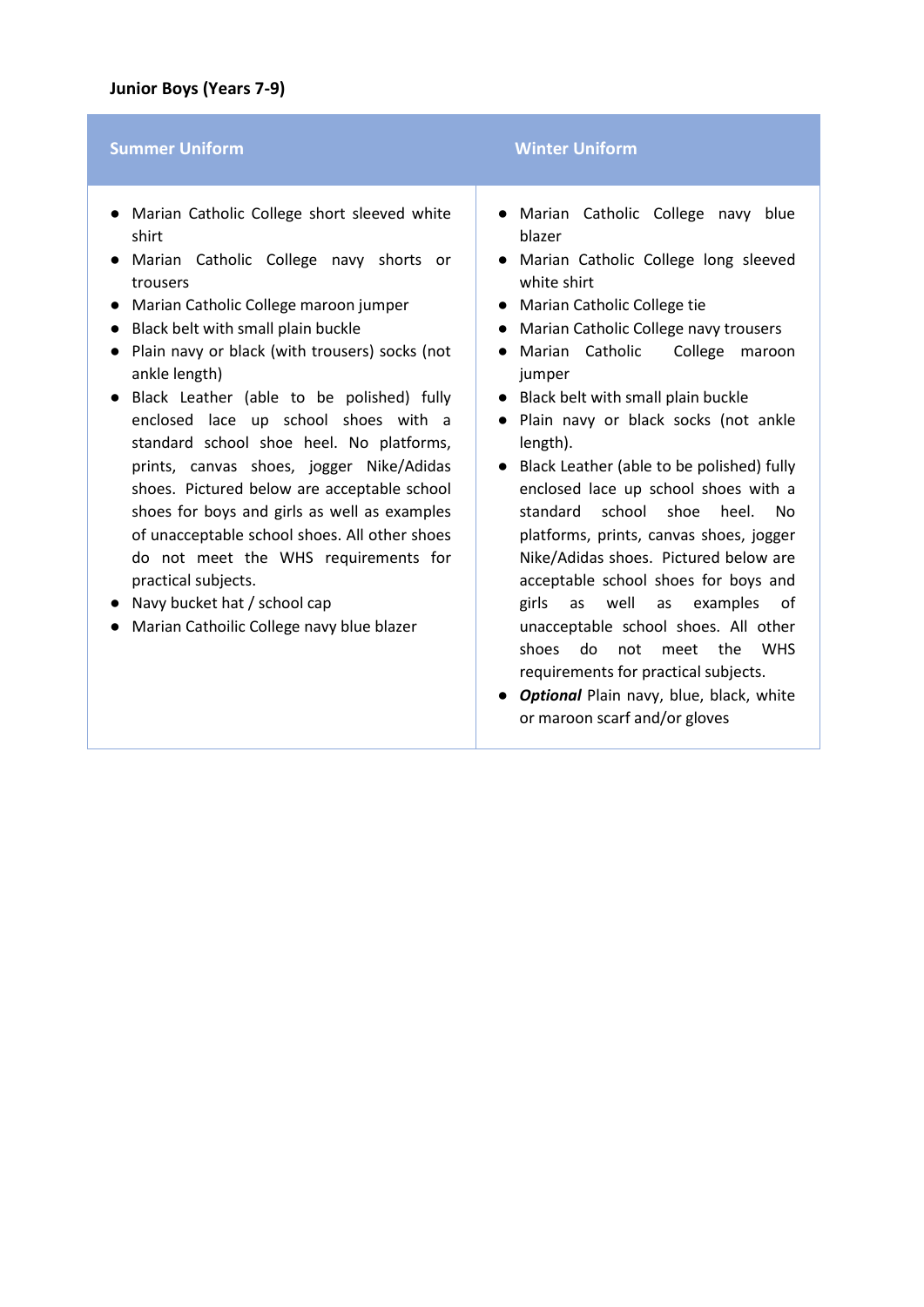**Junior Boys (Years 7-9)**

| Summer Uniform | Winter Uniform |
|---|---|
| ● Marian Catholic College short sleeved white shirt<br>● Marian Catholic College navy shorts or trousers<br>● Marian Catholic College maroon jumper<br>● Black belt with small plain buckle<br>● Plain navy or black (with trousers) socks (not ankle length)<br>● Black Leather (able to be polished) fully enclosed lace up school shoes with a standard school shoe heel. No platforms, prints, canvas shoes, jogger Nike/Adidas shoes. Pictured below are acceptable school shoes for boys and girls as well as examples of unacceptable school shoes. All other shoes do not meet the WHS requirements for practical subjects.<br>● Navy bucket hat / school cap<br>● Marian Cathoilic College navy blue blazer | ● Marian Catholic College navy blue blazer<br>● Marian Catholic College long sleeved white shirt<br>● Marian Catholic College tie<br>● Marian Catholic College navy trousers<br>● Marian Catholic College maroon jumper<br>● Black belt with small plain buckle<br>● Plain navy or black socks (not ankle length).<br>● Black Leather (able to be polished) fully enclosed lace up school shoes with a standard school shoe heel. No platforms, prints, canvas shoes, jogger Nike/Adidas shoes. Pictured below are acceptable school shoes for boys and girls as well as examples of unacceptable school shoes. All other shoes do not meet the WHS requirements for practical subjects.<br>● ***Optional*** Plain navy, blue, black, white or maroon scarf and/or gloves |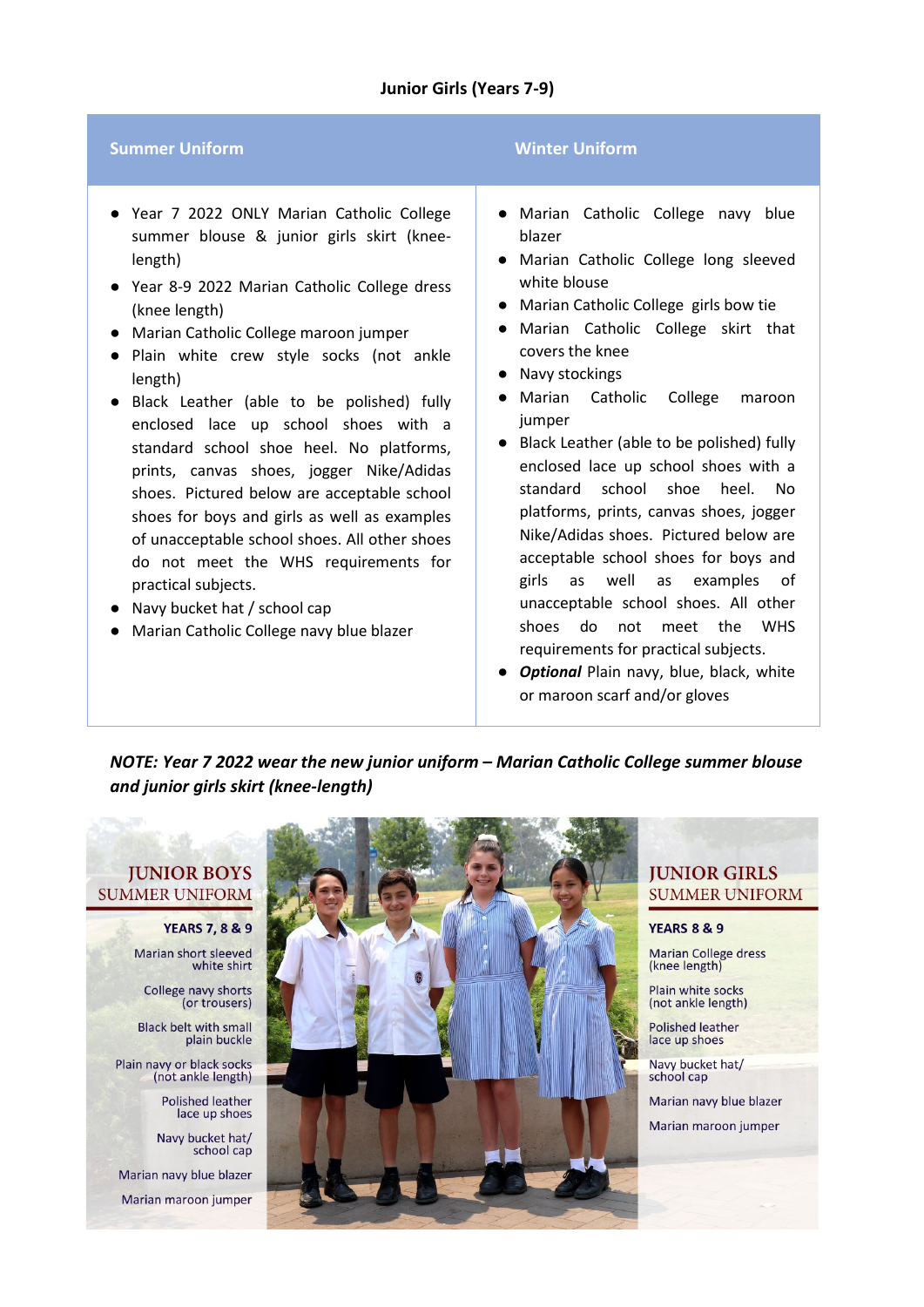## Junior Girls (Years 7-9)

| Summer Uniform | Winter Uniform |
|---|---|
| • Year 7 2022 ONLY Marian Catholic College summer blouse & junior girls skirt (knee-length)<br>• Year 8-9 2022 Marian Catholic College dress (knee length)<br>• Marian Catholic College maroon jumper<br>• Plain white crew style socks (not ankle length)<br>• Black Leather (able to be polished) fully enclosed lace up school shoes with a standard school shoe heel. No platforms, prints, canvas shoes, jogger Nike/Adidas shoes. Pictured below are acceptable school shoes for boys and girls as well as examples of unacceptable school shoes. All other shoes do not meet the WHS requirements for practical subjects.<br>• Navy bucket hat / school cap<br>• Marian Catholic College navy blue blazer | • Marian Catholic College navy blue blazer<br>• Marian Catholic College long sleeved white blouse<br>• Marian Catholic College girls bow tie<br>• Marian Catholic College skirt that covers the knee<br>• Navy stockings<br>• Marian Catholic College maroon jumper<br>• Black Leather (able to be polished) fully enclosed lace up school shoes with a standard school shoe heel. No platforms, prints, canvas shoes, jogger Nike/Adidas shoes. Pictured below are acceptable school shoes for boys and girls as well as examples of unacceptable school shoes. All other shoes do not meet the WHS requirements for practical subjects.<br>• ***Optional*** Plain navy, blue, black, white or maroon scarf and/or gloves |

***NOTE: Year 7 2022 wear the new junior uniform – Marian Catholic College summer blouse and junior girls skirt (knee-length)***

### JUNIOR BOYS SUMMER UNIFORM

**YEARS 7, 8 & 9**

- Marian short sleeved white shirt
- College navy shorts (or trousers)
- Black belt with small plain buckle
- Plain navy or black socks (not ankle length)
- Polished leather lace up shoes
- Navy bucket hat/ school cap
- Marian navy blue blazer
- Marian maroon jumper

### JUNIOR GIRLS SUMMER UNIFORM

**YEARS 8 & 9**

- Marian College dress (knee length)
- Plain white socks (not ankle length)
- Polished leather lace up shoes
- Navy bucket hat/ school cap
- Marian navy blue blazer
- Marian maroon jumper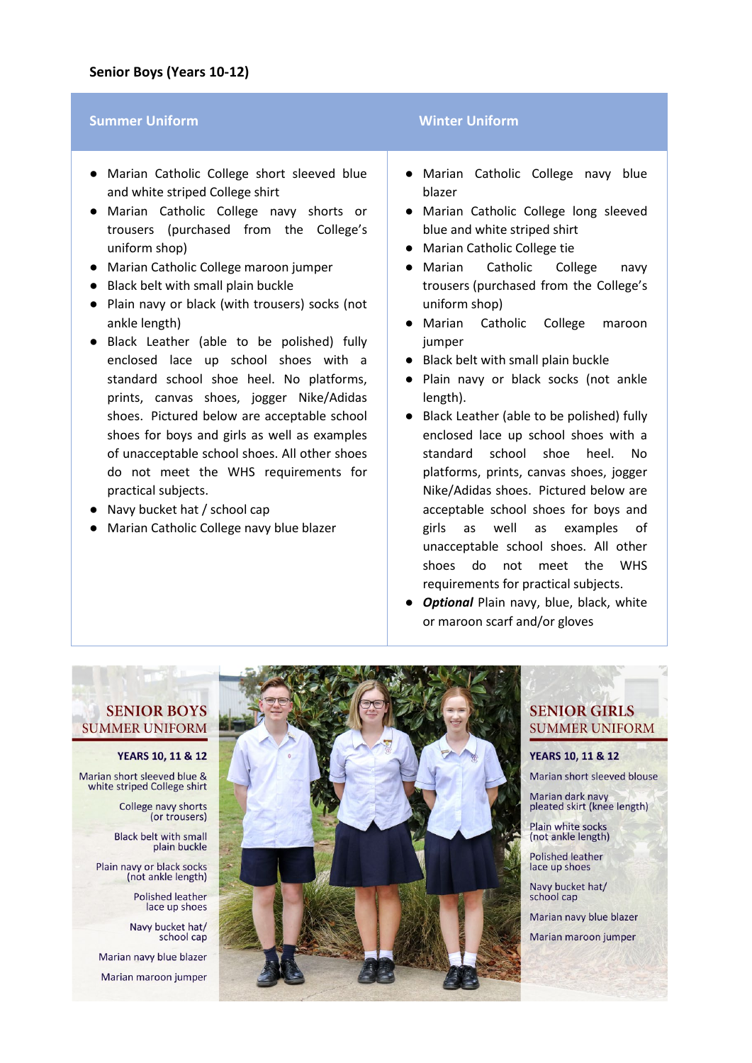**Senior Boys (Years 10-12)**

| Summer Uniform | Winter Uniform |
|---|---|
| ● Marian Catholic College short sleeved blue and white striped College shirt<br>● Marian Catholic College navy shorts or trousers (purchased from the College's uniform shop)<br>● Marian Catholic College maroon jumper<br>● Black belt with small plain buckle<br>● Plain navy or black (with trousers) socks (not ankle length)<br>● Black Leather (able to be polished) fully enclosed lace up school shoes with a standard school shoe heel. No platforms, prints, canvas shoes, jogger Nike/Adidas shoes. Pictured below are acceptable school shoes for boys and girls as well as examples of unacceptable school shoes. All other shoes do not meet the WHS requirements for practical subjects.<br>● Navy bucket hat / school cap<br>● Marian Catholic College navy blue blazer | ● Marian Catholic College navy blue blazer<br>● Marian Catholic College long sleeved blue and white striped shirt<br>● Marian Catholic College tie<br>● Marian Catholic College navy trousers (purchased from the College's uniform shop)<br>● Marian Catholic College maroon jumper<br>● Black belt with small plain buckle<br>● Plain navy or black socks (not ankle length).<br>● Black Leather (able to be polished) fully enclosed lace up school shoes with a standard school shoe heel. No platforms, prints, canvas shoes, jogger Nike/Adidas shoes. Pictured below are acceptable school shoes for boys and girls as well as examples of unacceptable school shoes. All other shoes do not meet the WHS requirements for practical subjects.<br>● ***Optional*** Plain navy, blue, black, white or maroon scarf and/or gloves |

SENIOR BOYS SUMMER UNIFORM

YEARS 10, 11 & 12

Marian short sleeved blue & white striped College shirt

College navy shorts (or trousers)

Black belt with small plain buckle

Plain navy or black socks (not ankle length)

Polished leather lace up shoes

Navy bucket hat/ school cap

Marian navy blue blazer

Marian maroon jumper

SENIOR GIRLS SUMMER UNIFORM

YEARS 10, 11 & 12

Marian short sleeved blouse

Marian dark navy pleated skirt (knee length)

Plain white socks (not ankle length)

Polished leather lace up shoes

Navy bucket hat/ school cap

Marian navy blue blazer

Marian maroon jumper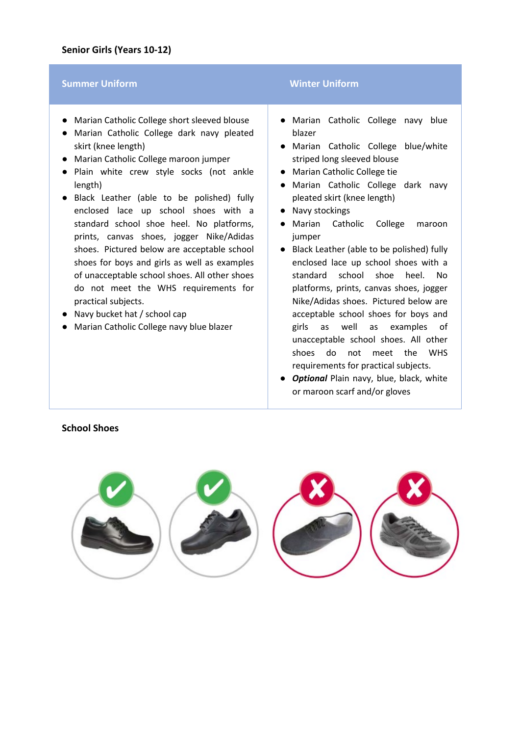**Senior Girls (Years 10-12)**

| Summer Uniform | Winter Uniform |
|---|---|
| ● Marian Catholic College short sleeved blouse<br>● Marian Catholic College dark navy pleated skirt (knee length)<br>● Marian Catholic College maroon jumper<br>● Plain white crew style socks (not ankle length)<br>● Black Leather (able to be polished) fully enclosed lace up school shoes with a standard school shoe heel. No platforms, prints, canvas shoes, jogger Nike/Adidas shoes. Pictured below are acceptable school shoes for boys and girls as well as examples of unacceptable school shoes. All other shoes do not meet the WHS requirements for practical subjects.<br>● Navy bucket hat / school cap<br>● Marian Catholic College navy blue blazer | ● Marian Catholic College navy blue blazer<br>● Marian Catholic College blue/white striped long sleeved blouse<br>● Marian Catholic College tie<br>● Marian Catholic College dark navy pleated skirt (knee length)<br>● Navy stockings<br>● Marian Catholic College maroon jumper<br>● Black Leather (able to be polished) fully enclosed lace up school shoes with a standard school shoe heel. No platforms, prints, canvas shoes, jogger Nike/Adidas shoes. Pictured below are acceptable school shoes for boys and girls as well as examples of unacceptable school shoes. All other shoes do not meet the WHS requirements for practical subjects.<br>● ***Optional*** Plain navy, blue, black, white or maroon scarf and/or gloves |

**School Shoes**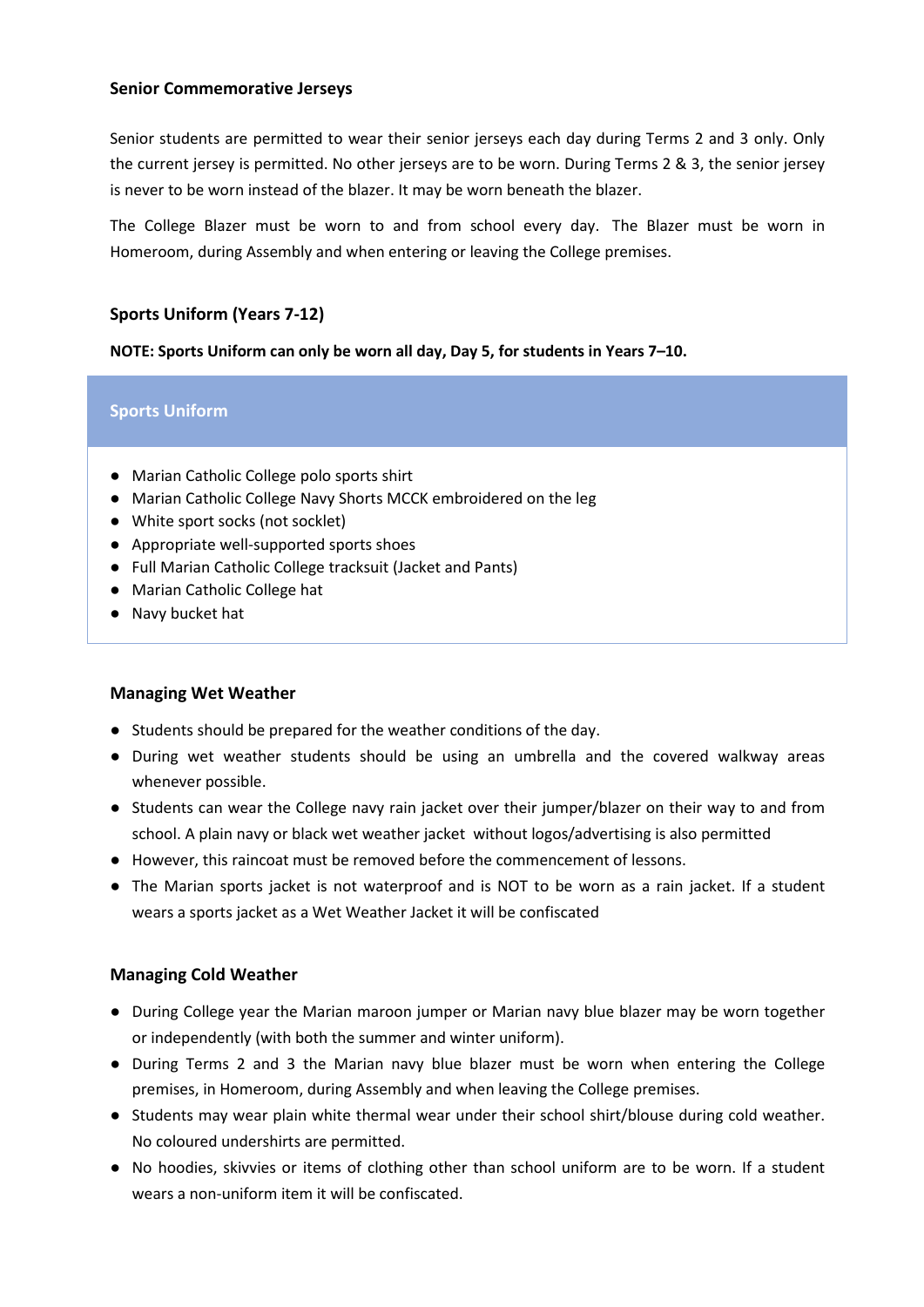### Senior Commemorative Jerseys

Senior students are permitted to wear their senior jerseys each day during Terms 2 and 3 only. Only the current jersey is permitted. No other jerseys are to be worn. During Terms 2 & 3, the senior jersey is never to be worn instead of the blazer. It may be worn beneath the blazer.

The College Blazer must be worn to and from school every day. The Blazer must be worn in Homeroom, during Assembly and when entering or leaving the College premises.

### Sports Uniform (Years 7-12)

**NOTE: Sports Uniform can only be worn all day, Day 5, for students in Years 7–10.**

| Sports Uniform |
| --- |
| ● Marian Catholic College polo sports shirt<br>● Marian Catholic College Navy Shorts MCCK embroidered on the leg<br>● White sport socks (not socklet)<br>● Appropriate well-supported sports shoes<br>● Full Marian Catholic College tracksuit (Jacket and Pants)<br>● Marian Catholic College hat<br>● Navy bucket hat |

### Managing Wet Weather

- Students should be prepared for the weather conditions of the day.
- During wet weather students should be using an umbrella and the covered walkway areas whenever possible.
- Students can wear the College navy rain jacket over their jumper/blazer on their way to and from school. A plain navy or black wet weather jacket without logos/advertising is also permitted
- However, this raincoat must be removed before the commencement of lessons.
- The Marian sports jacket is not waterproof and is NOT to be worn as a rain jacket. If a student wears a sports jacket as a Wet Weather Jacket it will be confiscated

### Managing Cold Weather

- During College year the Marian maroon jumper or Marian navy blue blazer may be worn together or independently (with both the summer and winter uniform).
- During Terms 2 and 3 the Marian navy blue blazer must be worn when entering the College premises, in Homeroom, during Assembly and when leaving the College premises.
- Students may wear plain white thermal wear under their school shirt/blouse during cold weather. No coloured undershirts are permitted.
- No hoodies, skivvies or items of clothing other than school uniform are to be worn. If a student wears a non-uniform item it will be confiscated.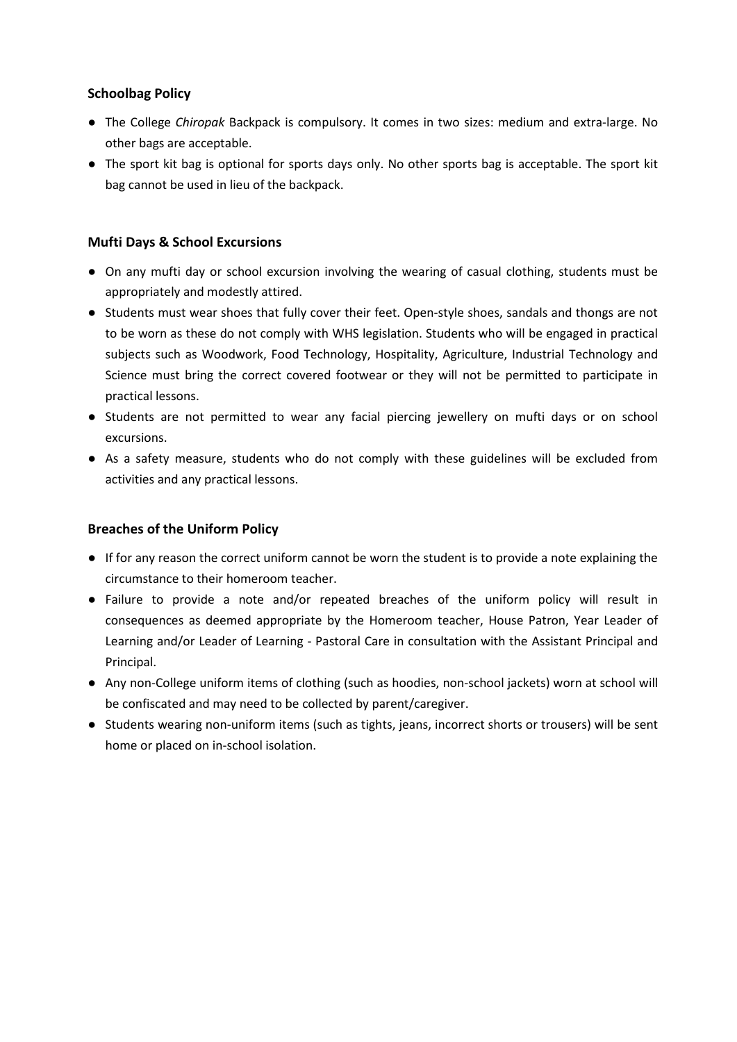### Schoolbag Policy

- The College *Chiropak* Backpack is compulsory. It comes in two sizes: medium and extra-large. No other bags are acceptable.
- The sport kit bag is optional for sports days only. No other sports bag is acceptable. The sport kit bag cannot be used in lieu of the backpack.

### Mufti Days & School Excursions

- On any mufti day or school excursion involving the wearing of casual clothing, students must be appropriately and modestly attired.
- Students must wear shoes that fully cover their feet. Open-style shoes, sandals and thongs are not to be worn as these do not comply with WHS legislation. Students who will be engaged in practical subjects such as Woodwork, Food Technology, Hospitality, Agriculture, Industrial Technology and Science must bring the correct covered footwear or they will not be permitted to participate in practical lessons.
- Students are not permitted to wear any facial piercing jewellery on mufti days or on school excursions.
- As a safety measure, students who do not comply with these guidelines will be excluded from activities and any practical lessons.

### Breaches of the Uniform Policy

- If for any reason the correct uniform cannot be worn the student is to provide a note explaining the circumstance to their homeroom teacher.
- Failure to provide a note and/or repeated breaches of the uniform policy will result in consequences as deemed appropriate by the Homeroom teacher, House Patron, Year Leader of Learning and/or Leader of Learning - Pastoral Care in consultation with the Assistant Principal and Principal.
- Any non-College uniform items of clothing (such as hoodies, non-school jackets) worn at school will be confiscated and may need to be collected by parent/caregiver.
- Students wearing non-uniform items (such as tights, jeans, incorrect shorts or trousers) will be sent home or placed on in-school isolation.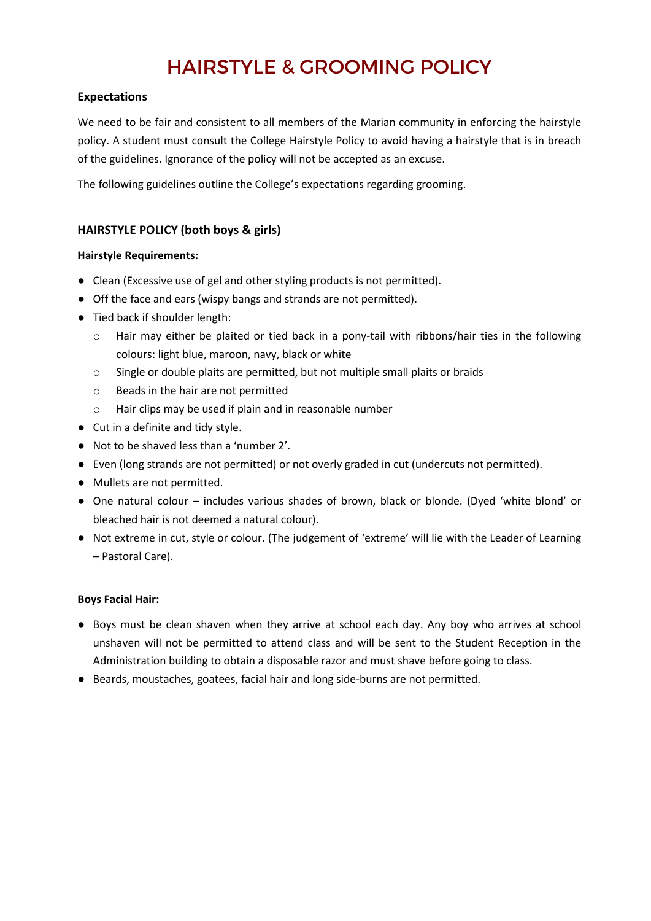# HAIRSTYLE & GROOMING POLICY

**Expectations**

We need to be fair and consistent to all members of the Marian community in enforcing the hairstyle policy. A student must consult the College Hairstyle Policy to avoid having a hairstyle that is in breach of the guidelines. Ignorance of the policy will not be accepted as an excuse.

The following guidelines outline the College's expectations regarding grooming.

## HAIRSTYLE POLICY (both boys & girls)

**Hairstyle Requirements:**

- Clean (Excessive use of gel and other styling products is not permitted).
- Off the face and ears (wispy bangs and strands are not permitted).
- Tied back if shoulder length:
  - Hair may either be plaited or tied back in a pony-tail with ribbons/hair ties in the following colours: light blue, maroon, navy, black or white
  - Single or double plaits are permitted, but not multiple small plaits or braids
  - Beads in the hair are not permitted
  - Hair clips may be used if plain and in reasonable number
- Cut in a definite and tidy style.
- Not to be shaved less than a 'number 2'.
- Even (long strands are not permitted) or not overly graded in cut (undercuts not permitted).
- Mullets are not permitted.
- One natural colour – includes various shades of brown, black or blonde. (Dyed 'white blond' or bleached hair is not deemed a natural colour).
- Not extreme in cut, style or colour. (The judgement of 'extreme' will lie with the Leader of Learning – Pastoral Care).

**Boys Facial Hair:**

- Boys must be clean shaven when they arrive at school each day. Any boy who arrives at school unshaven will not be permitted to attend class and will be sent to the Student Reception in the Administration building to obtain a disposable razor and must shave before going to class.
- Beards, moustaches, goatees, facial hair and long side-burns are not permitted.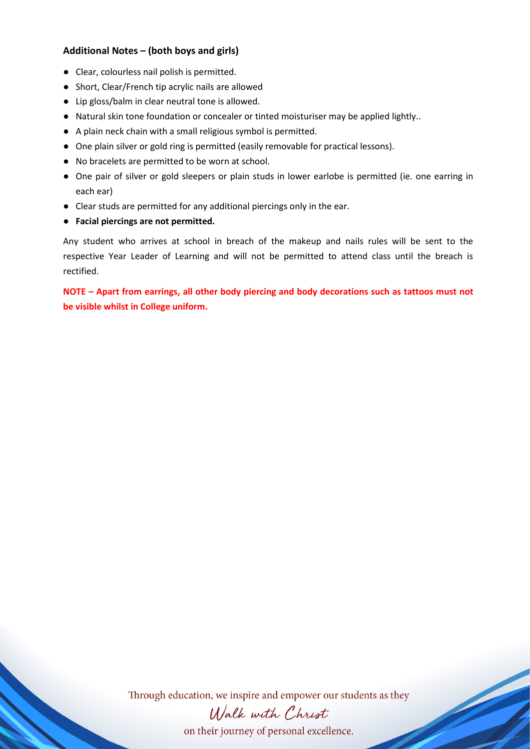### Additional Notes – (both boys and girls)

- Clear, colourless nail polish is permitted.
- Short, Clear/French tip acrylic nails are allowed
- Lip gloss/balm in clear neutral tone is allowed.
- Natural skin tone foundation or concealer or tinted moisturiser may be applied lightly..
- A plain neck chain with a small religious symbol is permitted.
- One plain silver or gold ring is permitted (easily removable for practical lessons).
- No bracelets are permitted to be worn at school.
- One pair of silver or gold sleepers or plain studs in lower earlobe is permitted (ie. one earring in each ear)
- Clear studs are permitted for any additional piercings only in the ear.
- **Facial piercings are not permitted.**

Any student who arrives at school in breach of the makeup and nails rules will be sent to the respective Year Leader of Learning and will not be permitted to attend class until the breach is rectified.

**NOTE – Apart from earrings, all other body piercing and body decorations such as tattoos must not be visible whilst in College uniform.**